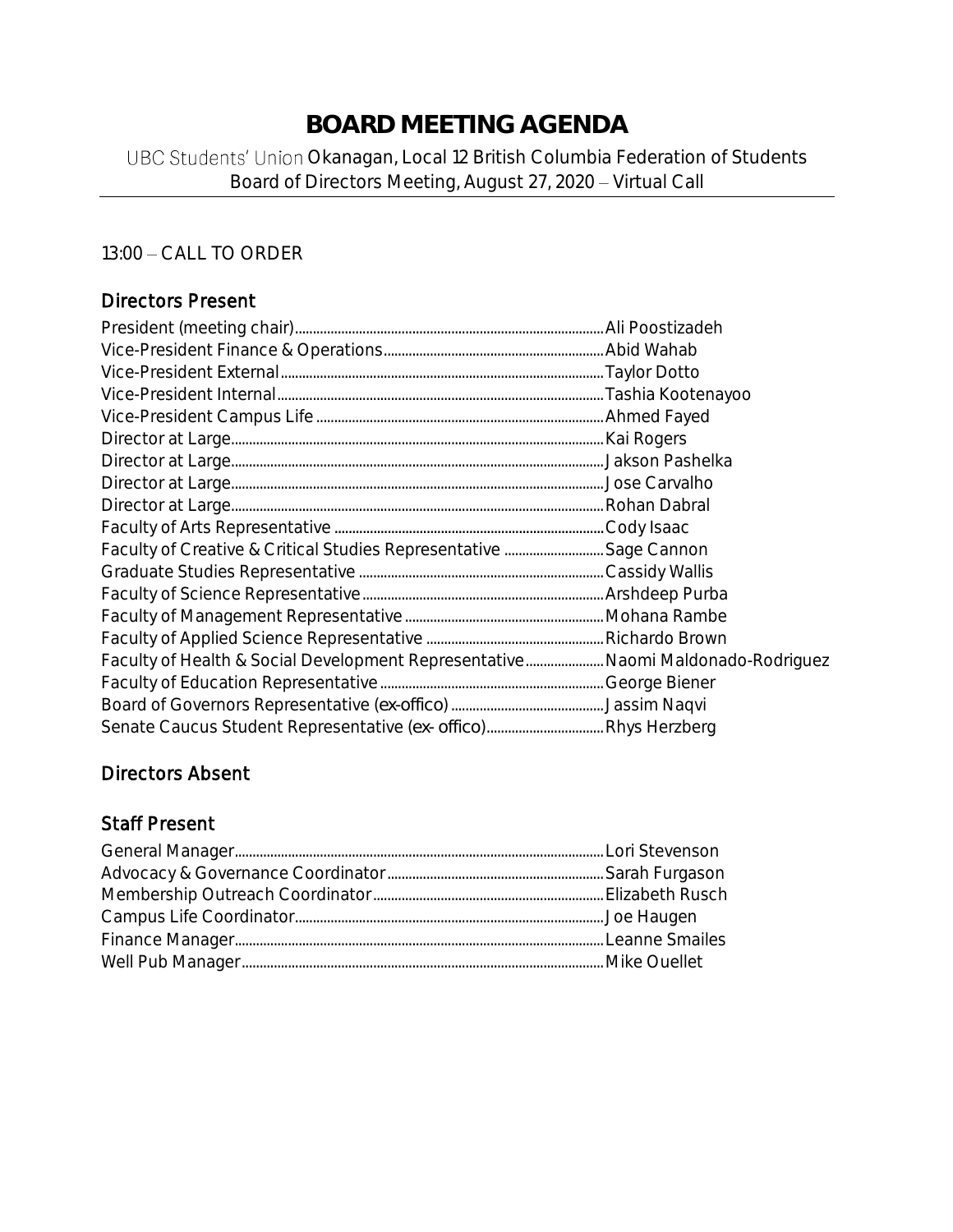# BOARD MEETING AGENDA

UBC Students' Union Okanagan, Local 12 British Columbia Federation of Students
Board of Directors Meeting, August 27, 2020 – Virtual Call

13:00 – CALL TO ORDER

## Directors Present

President (meeting chair)....................Ali Poostizadeh
Vice-President Finance & Operations....................Abid Wahab
Vice-President External....................Taylor Dotto
Vice-President Internal....................Tashia Kootenayoo
Vice-President Campus Life....................Ahmed Fayed
Director at Large....................Kai Rogers
Director at Large....................Jakson Pashelka
Director at Large....................Jose Carvalho
Director at Large....................Rohan Dabral
Faculty of Arts Representative....................Cody Isaac
Faculty of Creative & Critical Studies Representative....................Sage Cannon
Graduate Studies Representative....................Cassidy Wallis
Faculty of Science Representative....................Arshdeep Purba
Faculty of Management Representative....................Mohana Rambe
Faculty of Applied Science Representative....................Richardo Brown
Faculty of Health & Social Development Representative....................Naomi Maldonado-Rodriguez
Faculty of Education Representative....................George Biener
Board of Governors Representative (ex-offico)....................Jassim Naqvi
Senate Caucus Student Representative (ex- offico)....................Rhys Herzberg

## Directors Absent

## Staff Present

General Manager....................Lori Stevenson
Advocacy & Governance Coordinator....................Sarah Furgason
Membership Outreach Coordinator....................Elizabeth Rusch
Campus Life Coordinator....................Joe Haugen
Finance Manager....................Leanne Smailes
Well Pub Manager....................Mike Ouellet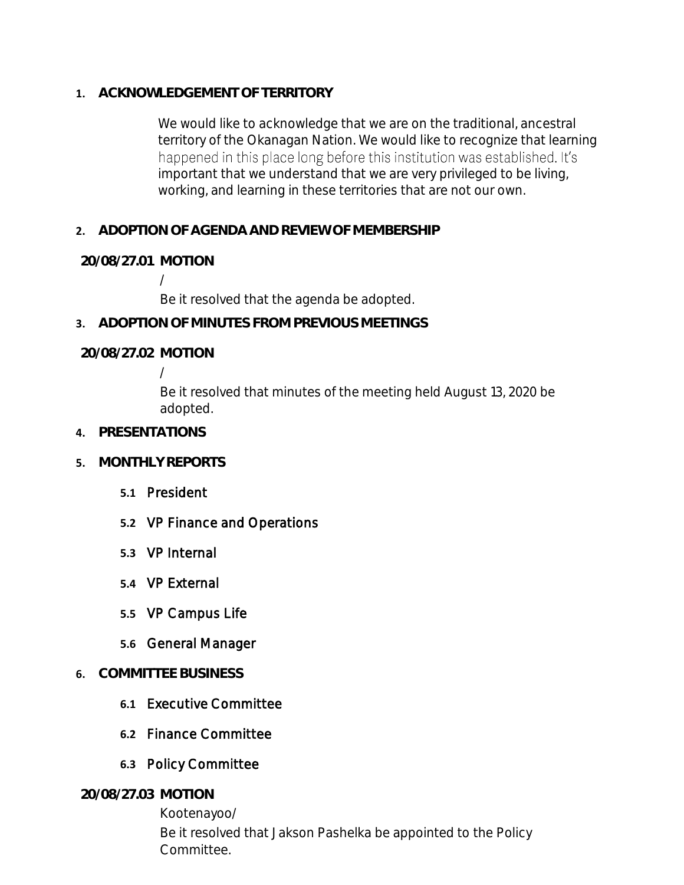## 1. ACKNOWLEDGEMENT OF TERRITORY

We would like to acknowledge that we are on the traditional, ancestral territory of the Okanagan Nation. We would like to recognize that learning happened in this place long before this institution was established. It's important that we understand that we are very privileged to be living, working, and learning in these territories that are not our own.

## 2. ADOPTION OF AGENDA AND REVIEW OF MEMBERSHIP

**20/08/27.01 MOTION**

/

Be it resolved that the agenda be adopted.

## 3. ADOPTION OF MINUTES FROM PREVIOUS MEETINGS

**20/08/27.02 MOTION**

/

Be it resolved that minutes of the meeting held August 13, 2020 be adopted.

## 4. PRESENTATIONS

## 5. MONTHLY REPORTS

### 5.1 President

### 5.2 VP Finance and Operations

### 5.3 VP Internal

### 5.4 VP External

### 5.5 VP Campus Life

### 5.6 General Manager

## 6. COMMITTEE BUSINESS

### 6.1 Executive Committee

### 6.2 Finance Committee

### 6.3 Policy Committee

**20/08/27.03 MOTION**

Kootenayoo/

Be it resolved that Jakson Pashelka be appointed to the Policy Committee.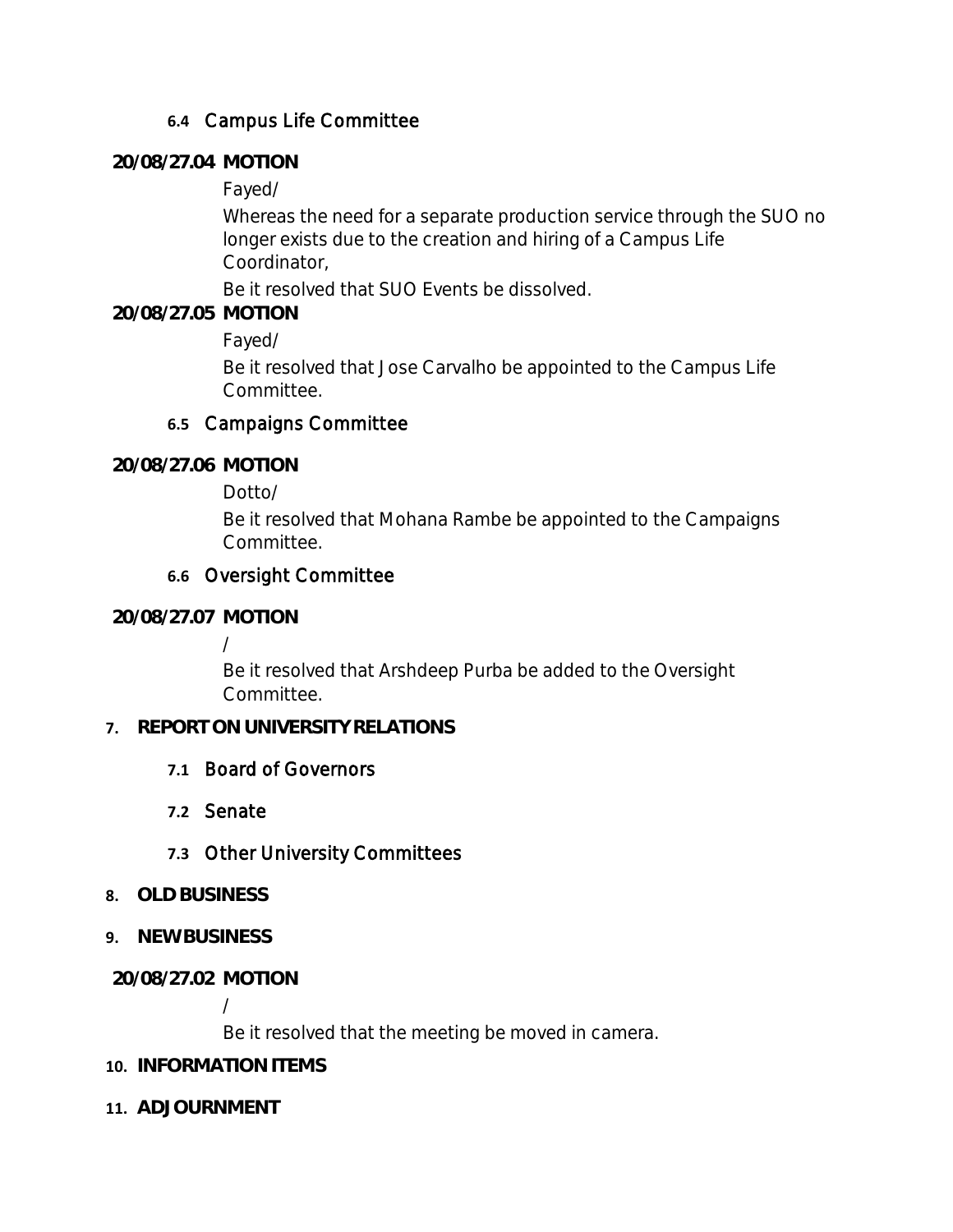### 6.4 Campus Life Committee

**20/08/27.04 MOTION**

Fayed/

Whereas the need for a separate production service through the SUO no longer exists due to the creation and hiring of a Campus Life Coordinator,

Be it resolved that SUO Events be dissolved.

**20/08/27.05 MOTION**

Fayed/

Be it resolved that Jose Carvalho be appointed to the Campus Life Committee.

### 6.5 Campaigns Committee

**20/08/27.06 MOTION**

Dotto/

Be it resolved that Mohana Rambe be appointed to the Campaigns Committee.

### 6.6 Oversight Committee

**20/08/27.07 MOTION**

/

Be it resolved that Arshdeep Purba be added to the Oversight Committee.

## 7. REPORT ON UNIVERSITY RELATIONS

### 7.1 Board of Governors

### 7.2 Senate

### 7.3 Other University Committees

## 8. OLD BUSINESS

## 9. NEW BUSINESS

**20/08/27.02 MOTION**

/

Be it resolved that the meeting be moved in camera.

## 10. INFORMATION ITEMS

## 11. ADJOURNMENT